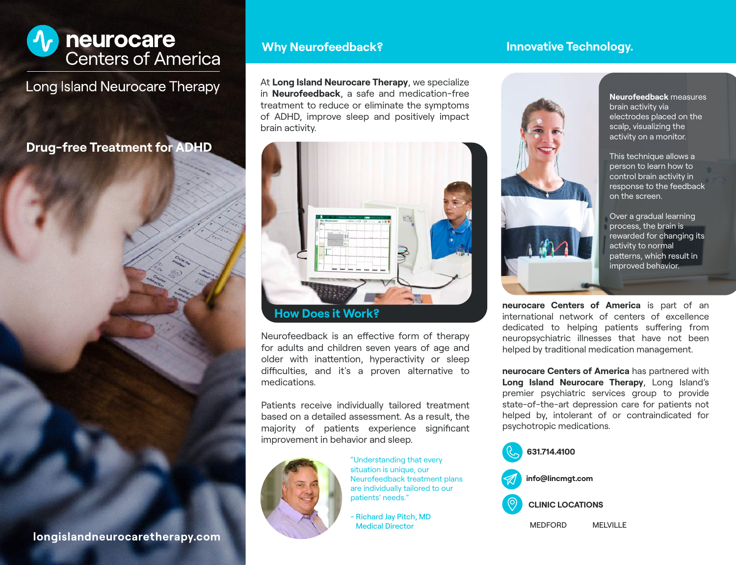# neurocare Centers of America

## Long Island Neurocare Therapy

**Drug-free Treatment for ADHD**

longislandneurocaretherapy.com

## Why Neurofeedback?

At **Long Island Neurocare Therapy**, we specialize in **Neurofeedback**, a safe and medication-free treatment to reduce or eliminate the symptoms of ADHD, improve sleep and positively impact brain activity.

## How Does it Work?

Neurofeedback is an effective form of therapy for adults and children seven years of age and older with inattention, hyperactivity or sleep difficulties, and it's a proven alternative to medications.

Patients receive individually tailored treatment based on a detailed assessment. As a result, the majority of patients experience significant improvement in behavior and sleep.

"Understanding that every situation is unique, our Neurofeedback treatment plans are individually tailored to our patients' needs."

- Richard Jay Pitch, MD
Medical Director

## Innovative Technology.

**Neurofeedback** measures brain activity via electrodes placed on the scalp, visualizing the activity on a monitor.

This technique allows a person to learn how to control brain activity in response to the feedback on the screen.

Over a gradual learning process, the brain is rewarded for changing its activity to normal patterns, which result in improved behavior.

**neurocare Centers of America** is part of an international network of centers of excellence dedicated to helping patients suffering from neuropsychiatric illnesses that have not been helped by traditional medication management.

**neurocare Centers of America** has partnered with **Long Island Neurocare Therapy**, Long Island's premier psychiatric services group to provide state-of-the-art depression care for patients not helped by, intolerant of or contraindicated for psychotropic medications.

**631.714.4100**

**info@lincmgt.com**

**CLINIC LOCATIONS**

MEDFORD

MELVILLE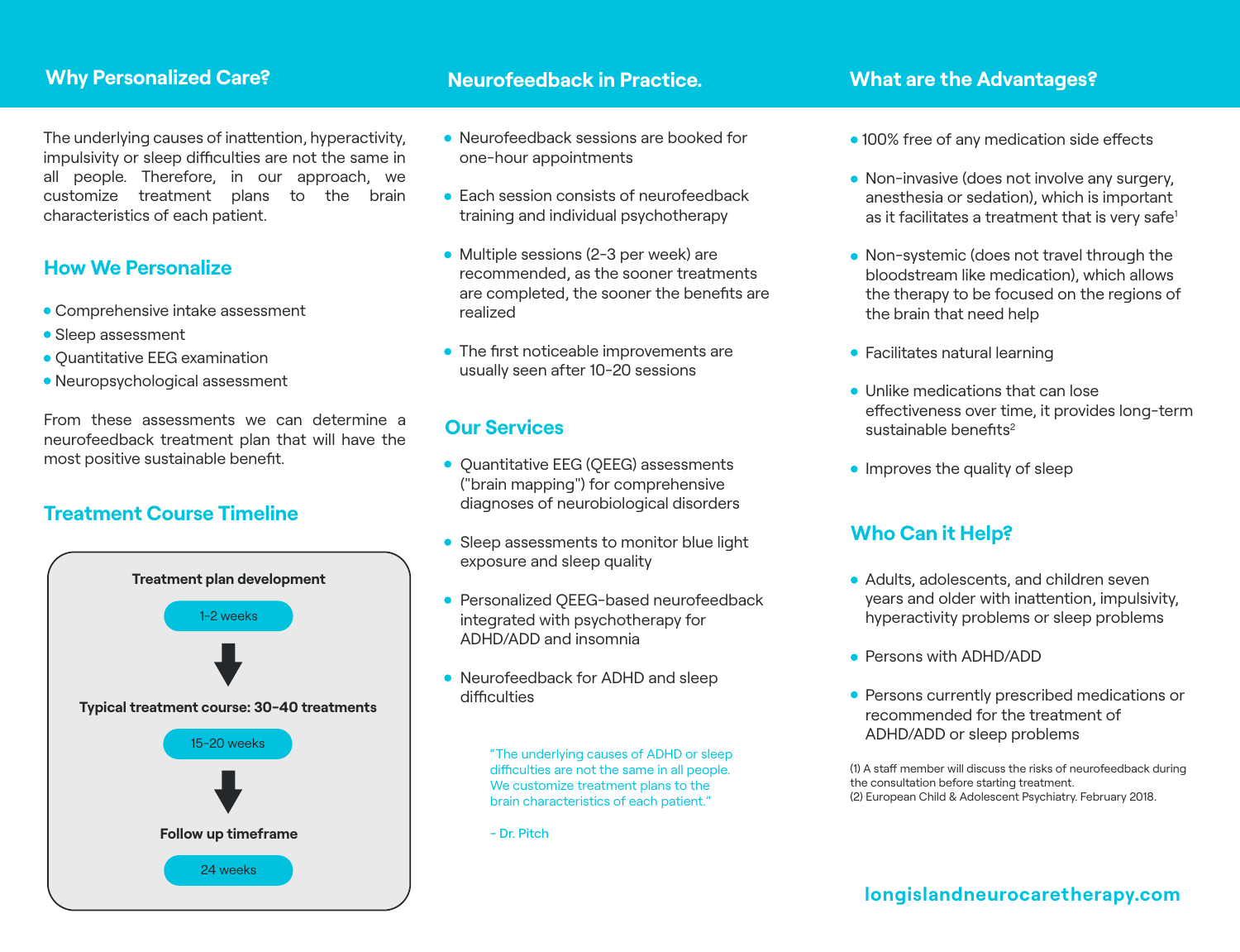## Why Personalized Care?

The underlying causes of inattention, hyperactivity, impulsivity or sleep difficulties are not the same in all people. Therefore, in our approach, we customize treatment plans to the brain characteristics of each patient.

### How We Personalize

- Comprehensive intake assessment
- Sleep assessment
- Quantitative EEG examination
- Neuropsychological assessment

From these assessments we can determine a neurofeedback treatment plan that will have the most positive sustainable benefit.

### Treatment Course Timeline

**Treatment plan development**

1-2 weeks

**Typical treatment course: 30-40 treatments**

15-20 weeks

**Follow up timeframe**

24 weeks

## Neurofeedback in Practice.

- Neurofeedback sessions are booked for one-hour appointments
- Each session consists of neurofeedback training and individual psychotherapy
- Multiple sessions (2-3 per week) are recommended, as the sooner treatments are completed, the sooner the benefits are realized
- The first noticeable improvements are usually seen after 10-20 sessions

### Our Services

- Quantitative EEG (QEEG) assessments ("brain mapping") for comprehensive diagnoses of neurobiological disorders
- Sleep assessments to monitor blue light exposure and sleep quality
- Personalized QEEG-based neurofeedback integrated with psychotherapy for ADHD/ADD and insomnia
- Neurofeedback for ADHD and sleep difficulties

"The underlying causes of ADHD or sleep difficulties are not the same in all people. We customize treatment plans to the brain characteristics of each patient."

- Dr. Pitch

## What are the Advantages?

- 100% free of any medication side effects
- Non-invasive (does not involve any surgery, anesthesia or sedation), which is important as it facilitates a treatment that is very safe[1]
- Non-systemic (does not travel through the bloodstream like medication), which allows the therapy to be focused on the regions of the brain that need help
- Facilitates natural learning
- Unlike medications that can lose effectiveness over time, it provides long-term sustainable benefits[2]
- Improves the quality of sleep

### Who Can it Help?

- Adults, adolescents, and children seven years and older with inattention, impulsivity, hyperactivity problems or sleep problems
- Persons with ADHD/ADD
- Persons currently prescribed medications or recommended for the treatment of ADHD/ADD or sleep problems

(1) A staff member will discuss the risks of neurofeedback during the consultation before starting treatment.
(2) European Child & Adolescent Psychiatry. February 2018.

longislandneurocaretherapy.com